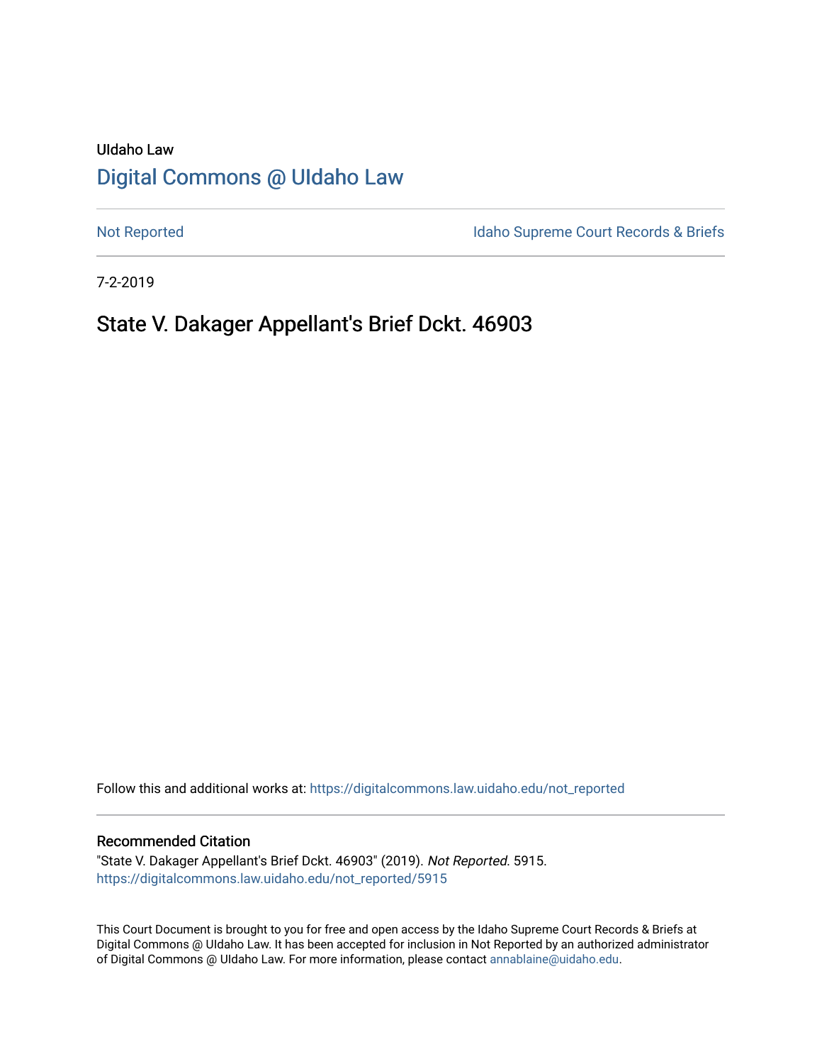UIdaho Law

# Digital Commons @ UIdaho Law

Not Reported | Idaho Supreme Court Records & Briefs

7-2-2019

## State V. Dakager Appellant's Brief Dckt. 46903

Follow this and additional works at: https://digitalcommons.law.uidaho.edu/not_reported

### Recommended Citation

"State V. Dakager Appellant's Brief Dckt. 46903" (2019). *Not Reported*. 5915.
https://digitalcommons.law.uidaho.edu/not_reported/5915

This Court Document is brought to you for free and open access by the Idaho Supreme Court Records & Briefs at Digital Commons @ UIdaho Law. It has been accepted for inclusion in Not Reported by an authorized administrator of Digital Commons @ UIdaho Law. For more information, please contact annablaine@uidaho.edu.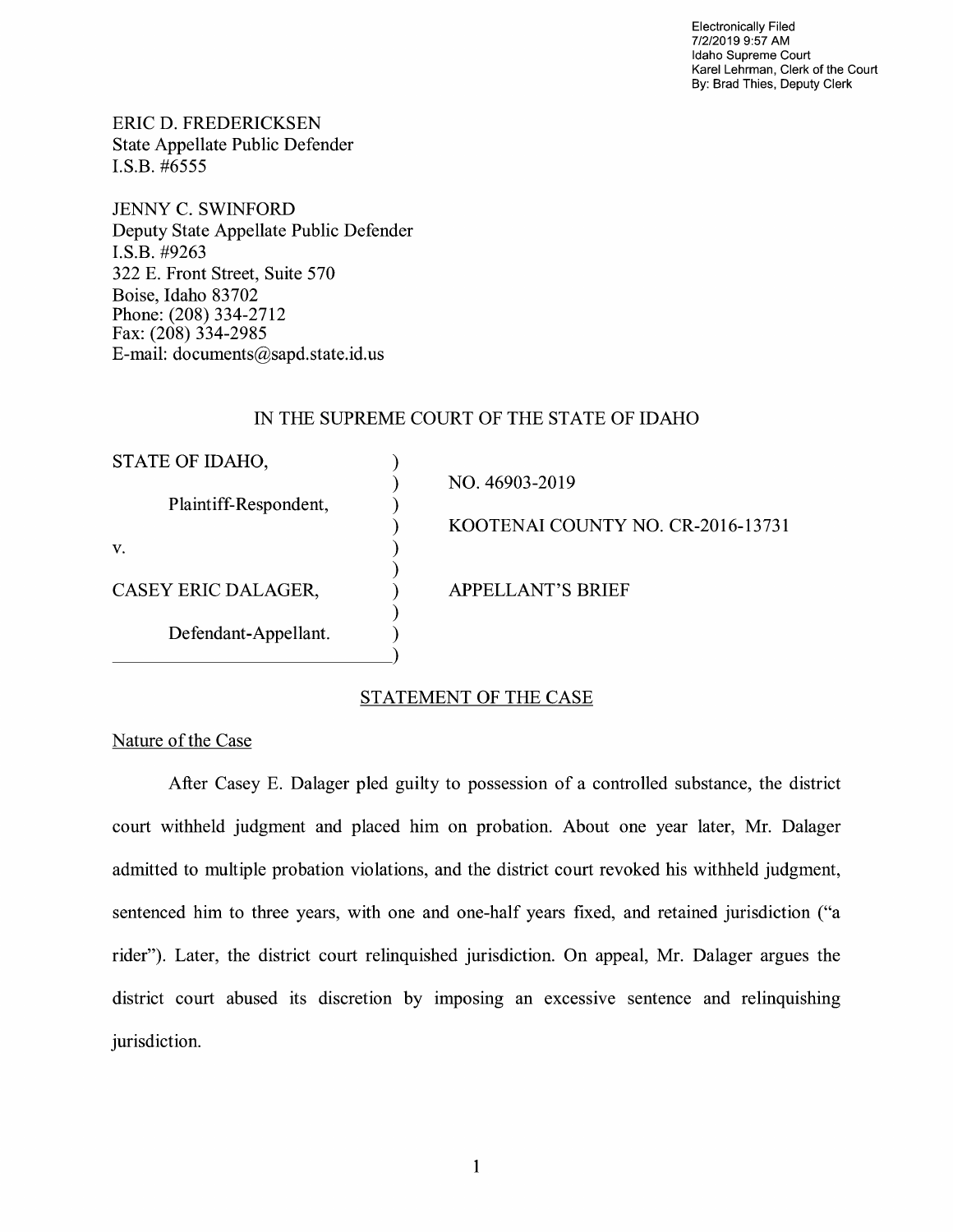Electronically Filed
7/2/2019 9:57 AM
Idaho Supreme Court
Karel Lehrman, Clerk of the Court
By: Brad Thies, Deputy Clerk

ERIC D. FREDERICKSEN
State Appellate Public Defender
I.S.B. #6555

JENNY C. SWINFORD
Deputy State Appellate Public Defender
I.S.B. #9263
322 E. Front Street, Suite 570
Boise, Idaho 83702
Phone: (208) 334-2712
Fax: (208) 334-2985
E-mail: documents@sapd.state.id.us

IN THE SUPREME COURT OF THE STATE OF IDAHO

| | | |
|---|---|---|
| STATE OF IDAHO, | ) | NO. 46903-2019 |
| Plaintiff-Respondent, | ) | KOOTENAI COUNTY NO. CR-2016-13731 |
| v. | ) | |
| CASEY ERIC DALAGER, | ) | APPELLANT'S BRIEF |
| Defendant-Appellant. | ) | |

## STATEMENT OF THE CASE

### Nature of the Case

After Casey E. Dalager pled guilty to possession of a controlled substance, the district court withheld judgment and placed him on probation. About one year later, Mr. Dalager admitted to multiple probation violations, and the district court revoked his withheld judgment, sentenced him to three years, with one and one-half years fixed, and retained jurisdiction ("a rider"). Later, the district court relinquished jurisdiction. On appeal, Mr. Dalager argues the district court abused its discretion by imposing an excessive sentence and relinquishing jurisdiction.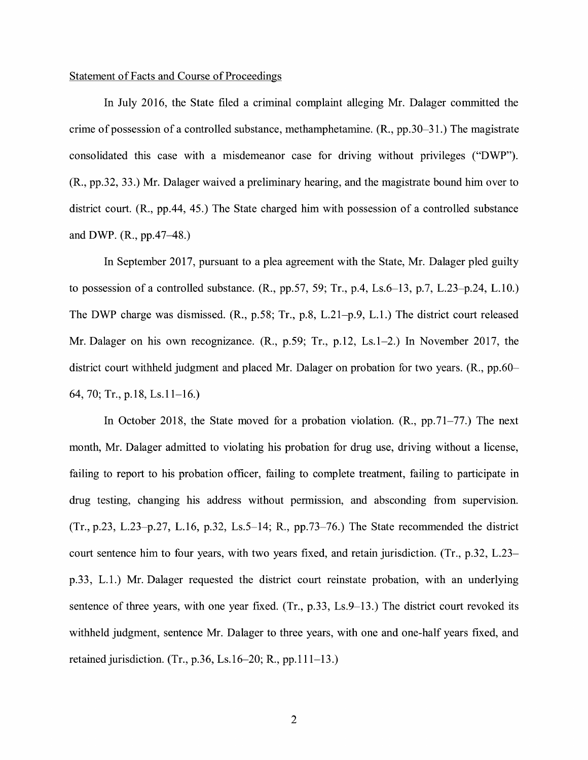Statement of Facts and Course of Proceedings

In July 2016, the State filed a criminal complaint alleging Mr. Dalager committed the crime of possession of a controlled substance, methamphetamine. (R., pp.30–31.) The magistrate consolidated this case with a misdemeanor case for driving without privileges ("DWP"). (R., pp.32, 33.) Mr. Dalager waived a preliminary hearing, and the magistrate bound him over to district court. (R., pp.44, 45.) The State charged him with possession of a controlled substance and DWP. (R., pp.47–48.)

In September 2017, pursuant to a plea agreement with the State, Mr. Dalager pled guilty to possession of a controlled substance. (R., pp.57, 59; Tr., p.4, Ls.6–13, p.7, L.23–p.24, L.10.) The DWP charge was dismissed. (R., p.58; Tr., p.8, L.21–p.9, L.1.) The district court released Mr. Dalager on his own recognizance. (R., p.59; Tr., p.12, Ls.1–2.) In November 2017, the district court withheld judgment and placed Mr. Dalager on probation for two years. (R., pp.60–64, 70; Tr., p.18, Ls.11–16.)

In October 2018, the State moved for a probation violation. (R., pp.71–77.) The next month, Mr. Dalager admitted to violating his probation for drug use, driving without a license, failing to report to his probation officer, failing to complete treatment, failing to participate in drug testing, changing his address without permission, and absconding from supervision. (Tr., p.23, L.23–p.27, L.16, p.32, Ls.5–14; R., pp.73–76.) The State recommended the district court sentence him to four years, with two years fixed, and retain jurisdiction. (Tr., p.32, L.23–p.33, L.1.) Mr. Dalager requested the district court reinstate probation, with an underlying sentence of three years, with one year fixed. (Tr., p.33, Ls.9–13.) The district court revoked its withheld judgment, sentence Mr. Dalager to three years, with one and one-half years fixed, and retained jurisdiction. (Tr., p.36, Ls.16–20; R., pp.111–13.)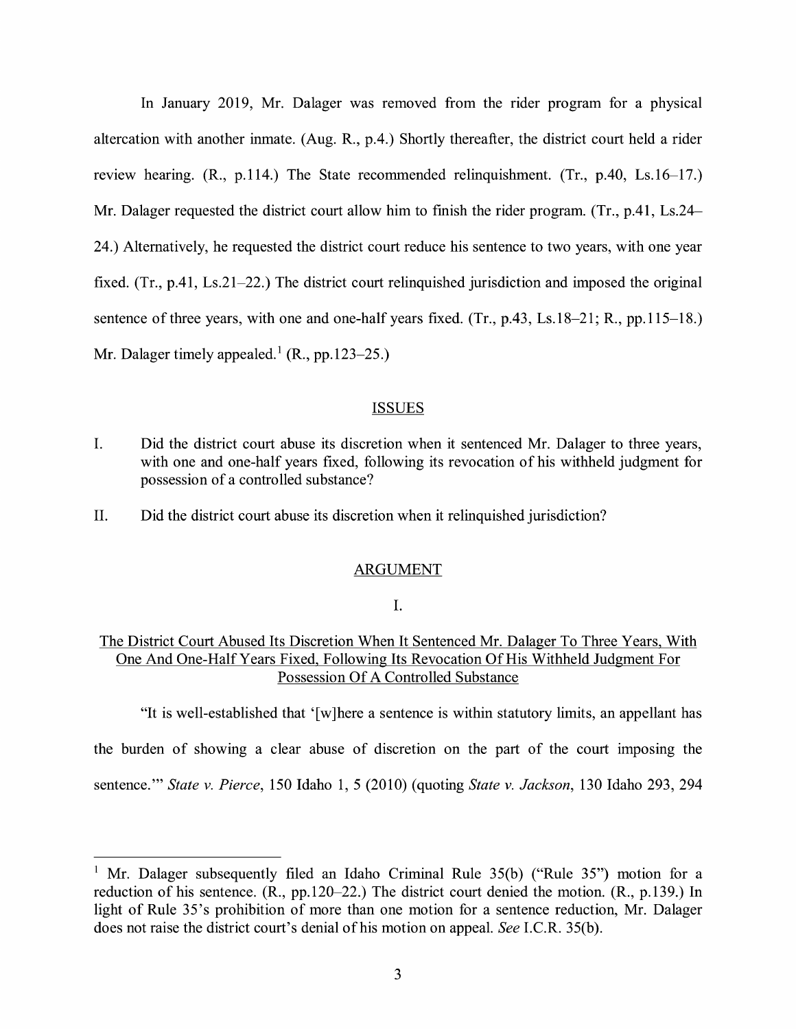In January 2019, Mr. Dalager was removed from the rider program for a physical altercation with another inmate. (Aug. R., p.4.) Shortly thereafter, the district court held a rider review hearing. (R., p.114.) The State recommended relinquishment. (Tr., p.40, Ls.16–17.) Mr. Dalager requested the district court allow him to finish the rider program. (Tr., p.41, Ls.24–24.) Alternatively, he requested the district court reduce his sentence to two years, with one year fixed. (Tr., p.41, Ls.21–22.) The district court relinquished jurisdiction and imposed the original sentence of three years, with one and one-half years fixed. (Tr., p.43, Ls.18–21; R., pp.115–18.) Mr. Dalager timely appealed.[1] (R., pp.123–25.)

## ISSUES

I. Did the district court abuse its discretion when it sentenced Mr. Dalager to three years, with one and one-half years fixed, following its revocation of his withheld judgment for possession of a controlled substance?

II. Did the district court abuse its discretion when it relinquished jurisdiction?

## ARGUMENT

### I.

### The District Court Abused Its Discretion When It Sentenced Mr. Dalager To Three Years, With One And One-Half Years Fixed, Following Its Revocation Of His Withheld Judgment For Possession Of A Controlled Substance

"It is well-established that '[w]here a sentence is within statutory limits, an appellant has the burden of showing a clear abuse of discretion on the part of the court imposing the sentence.'" *State v. Pierce*, 150 Idaho 1, 5 (2010) (quoting *State v. Jackson*, 130 Idaho 293, 294

---

[1] Mr. Dalager subsequently filed an Idaho Criminal Rule 35(b) ("Rule 35") motion for a reduction of his sentence. (R., pp.120–22.) The district court denied the motion. (R., p.139.) In light of Rule 35's prohibition of more than one motion for a sentence reduction, Mr. Dalager does not raise the district court's denial of his motion on appeal. *See* I.C.R. 35(b).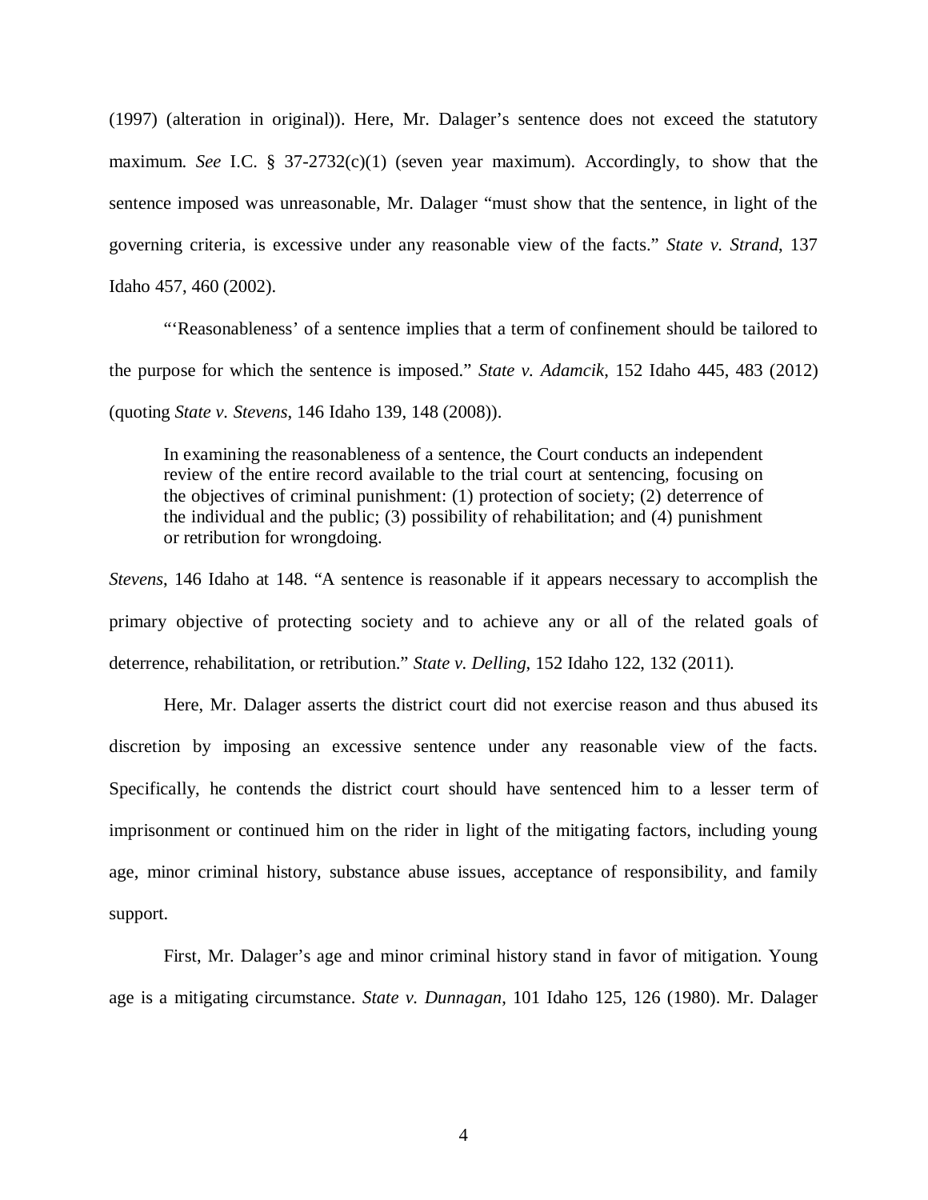(1997) (alteration in original)). Here, Mr. Dalager's sentence does not exceed the statutory maximum. *See* I.C. § 37-2732(c)(1) (seven year maximum). Accordingly, to show that the sentence imposed was unreasonable, Mr. Dalager "must show that the sentence, in light of the governing criteria, is excessive under any reasonable view of the facts." *State v. Strand*, 137 Idaho 457, 460 (2002).

"'Reasonableness' of a sentence implies that a term of confinement should be tailored to the purpose for which the sentence is imposed." *State v. Adamcik*, 152 Idaho 445, 483 (2012) (quoting *State v. Stevens*, 146 Idaho 139, 148 (2008)).

> In examining the reasonableness of a sentence, the Court conducts an independent review of the entire record available to the trial court at sentencing, focusing on the objectives of criminal punishment: (1) protection of society; (2) deterrence of the individual and the public; (3) possibility of rehabilitation; and (4) punishment or retribution for wrongdoing.

*Stevens*, 146 Idaho at 148. "A sentence is reasonable if it appears necessary to accomplish the primary objective of protecting society and to achieve any or all of the related goals of deterrence, rehabilitation, or retribution." *State v. Delling*, 152 Idaho 122, 132 (2011).

Here, Mr. Dalager asserts the district court did not exercise reason and thus abused its discretion by imposing an excessive sentence under any reasonable view of the facts. Specifically, he contends the district court should have sentenced him to a lesser term of imprisonment or continued him on the rider in light of the mitigating factors, including young age, minor criminal history, substance abuse issues, acceptance of responsibility, and family support.

First, Mr. Dalager's age and minor criminal history stand in favor of mitigation. Young age is a mitigating circumstance. *State v. Dunnagan*, 101 Idaho 125, 126 (1980). Mr. Dalager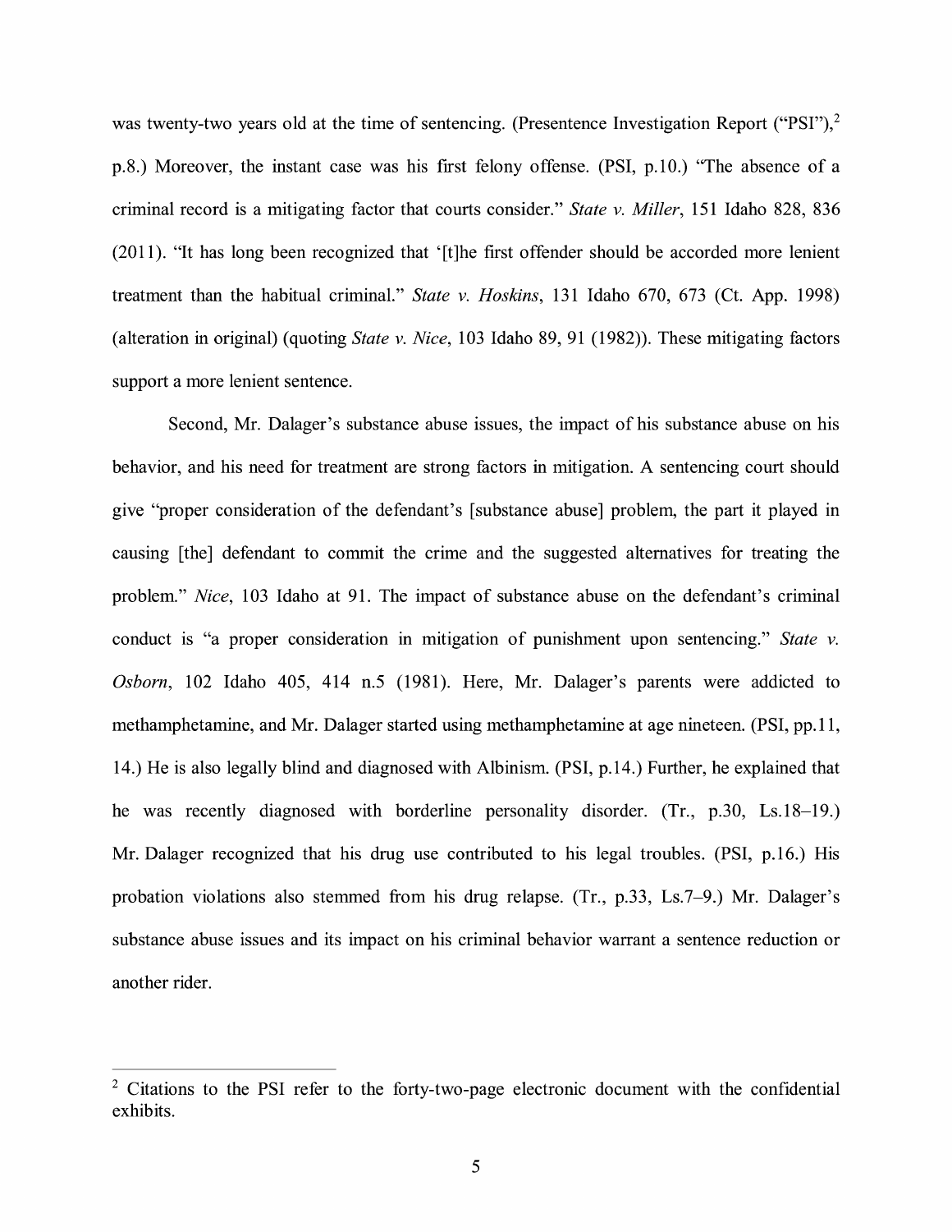was twenty-two years old at the time of sentencing. (Presentence Investigation Report ("PSI"),[2] p.8.) Moreover, the instant case was his first felony offense. (PSI, p.10.) "The absence of a criminal record is a mitigating factor that courts consider." *State v. Miller*, 151 Idaho 828, 836 (2011). "It has long been recognized that '[t]he first offender should be accorded more lenient treatment than the habitual criminal." *State v. Hoskins*, 131 Idaho 670, 673 (Ct. App. 1998) (alteration in original) (quoting *State v. Nice*, 103 Idaho 89, 91 (1982)). These mitigating factors support a more lenient sentence.

Second, Mr. Dalager's substance abuse issues, the impact of his substance abuse on his behavior, and his need for treatment are strong factors in mitigation. A sentencing court should give "proper consideration of the defendant's [substance abuse] problem, the part it played in causing [the] defendant to commit the crime and the suggested alternatives for treating the problem." *Nice*, 103 Idaho at 91. The impact of substance abuse on the defendant's criminal conduct is "a proper consideration in mitigation of punishment upon sentencing." *State v. Osborn*, 102 Idaho 405, 414 n.5 (1981). Here, Mr. Dalager's parents were addicted to methamphetamine, and Mr. Dalager started using methamphetamine at age nineteen. (PSI, pp.11, 14.) He is also legally blind and diagnosed with Albinism. (PSI, p.14.) Further, he explained that he was recently diagnosed with borderline personality disorder. (Tr., p.30, Ls.18–19.) Mr. Dalager recognized that his drug use contributed to his legal troubles. (PSI, p.16.) His probation violations also stemmed from his drug relapse. (Tr., p.33, Ls.7–9.) Mr. Dalager's substance abuse issues and its impact on his criminal behavior warrant a sentence reduction or another rider.

---

[2] Citations to the PSI refer to the forty-two-page electronic document with the confidential exhibits.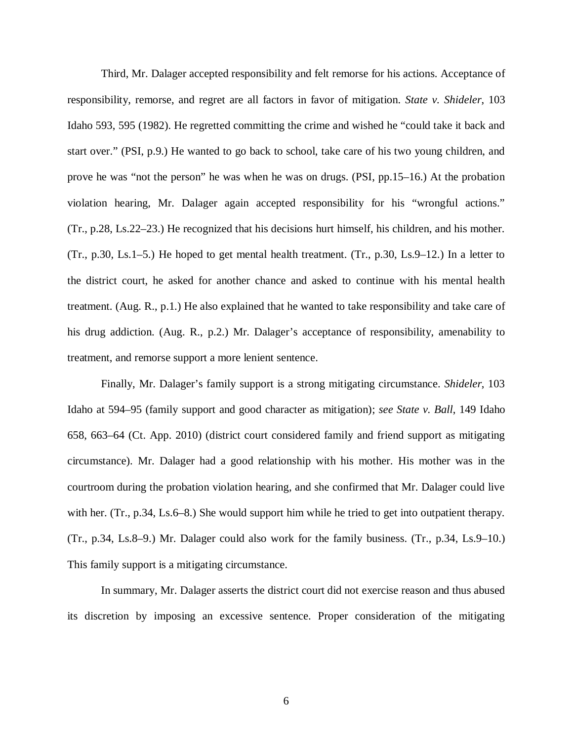Third, Mr. Dalager accepted responsibility and felt remorse for his actions. Acceptance of responsibility, remorse, and regret are all factors in favor of mitigation. *State v. Shideler*, 103 Idaho 593, 595 (1982). He regretted committing the crime and wished he "could take it back and start over." (PSI, p.9.) He wanted to go back to school, take care of his two young children, and prove he was "not the person" he was when he was on drugs. (PSI, pp.15–16.) At the probation violation hearing, Mr. Dalager again accepted responsibility for his "wrongful actions." (Tr., p.28, Ls.22–23.) He recognized that his decisions hurt himself, his children, and his mother. (Tr., p.30, Ls.1–5.) He hoped to get mental health treatment. (Tr., p.30, Ls.9–12.) In a letter to the district court, he asked for another chance and asked to continue with his mental health treatment. (Aug. R., p.1.) He also explained that he wanted to take responsibility and take care of his drug addiction. (Aug. R., p.2.) Mr. Dalager's acceptance of responsibility, amenability to treatment, and remorse support a more lenient sentence.

Finally, Mr. Dalager's family support is a strong mitigating circumstance. *Shideler*, 103 Idaho at 594–95 (family support and good character as mitigation); *see State v. Ball*, 149 Idaho 658, 663–64 (Ct. App. 2010) (district court considered family and friend support as mitigating circumstance). Mr. Dalager had a good relationship with his mother. His mother was in the courtroom during the probation violation hearing, and she confirmed that Mr. Dalager could live with her. (Tr., p.34, Ls.6–8.) She would support him while he tried to get into outpatient therapy. (Tr., p.34, Ls.8–9.) Mr. Dalager could also work for the family business. (Tr., p.34, Ls.9–10.) This family support is a mitigating circumstance.

In summary, Mr. Dalager asserts the district court did not exercise reason and thus abused its discretion by imposing an excessive sentence. Proper consideration of the mitigating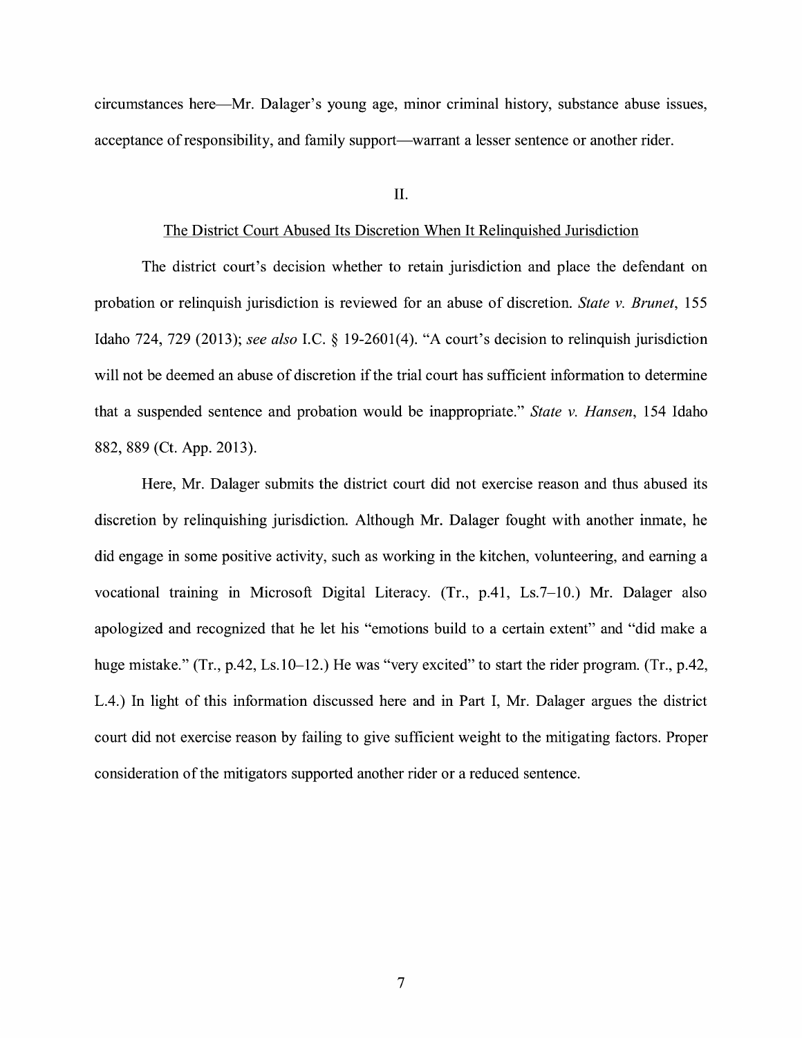circumstances here—Mr. Dalager's young age, minor criminal history, substance abuse issues, acceptance of responsibility, and family support—warrant a lesser sentence or another rider.

## II.

## The District Court Abused Its Discretion When It Relinquished Jurisdiction

The district court's decision whether to retain jurisdiction and place the defendant on probation or relinquish jurisdiction is reviewed for an abuse of discretion. *State v. Brunet*, 155 Idaho 724, 729 (2013); *see also* I.C. § 19-2601(4). "A court's decision to relinquish jurisdiction will not be deemed an abuse of discretion if the trial court has sufficient information to determine that a suspended sentence and probation would be inappropriate." *State v. Hansen*, 154 Idaho 882, 889 (Ct. App. 2013).

Here, Mr. Dalager submits the district court did not exercise reason and thus abused its discretion by relinquishing jurisdiction. Although Mr. Dalager fought with another inmate, he did engage in some positive activity, such as working in the kitchen, volunteering, and earning a vocational training in Microsoft Digital Literacy. (Tr., p.41, Ls.7–10.) Mr. Dalager also apologized and recognized that he let his "emotions build to a certain extent" and "did make a huge mistake." (Tr., p.42, Ls.10–12.) He was "very excited" to start the rider program. (Tr., p.42, L.4.) In light of this information discussed here and in Part I, Mr. Dalager argues the district court did not exercise reason by failing to give sufficient weight to the mitigating factors. Proper consideration of the mitigators supported another rider or a reduced sentence.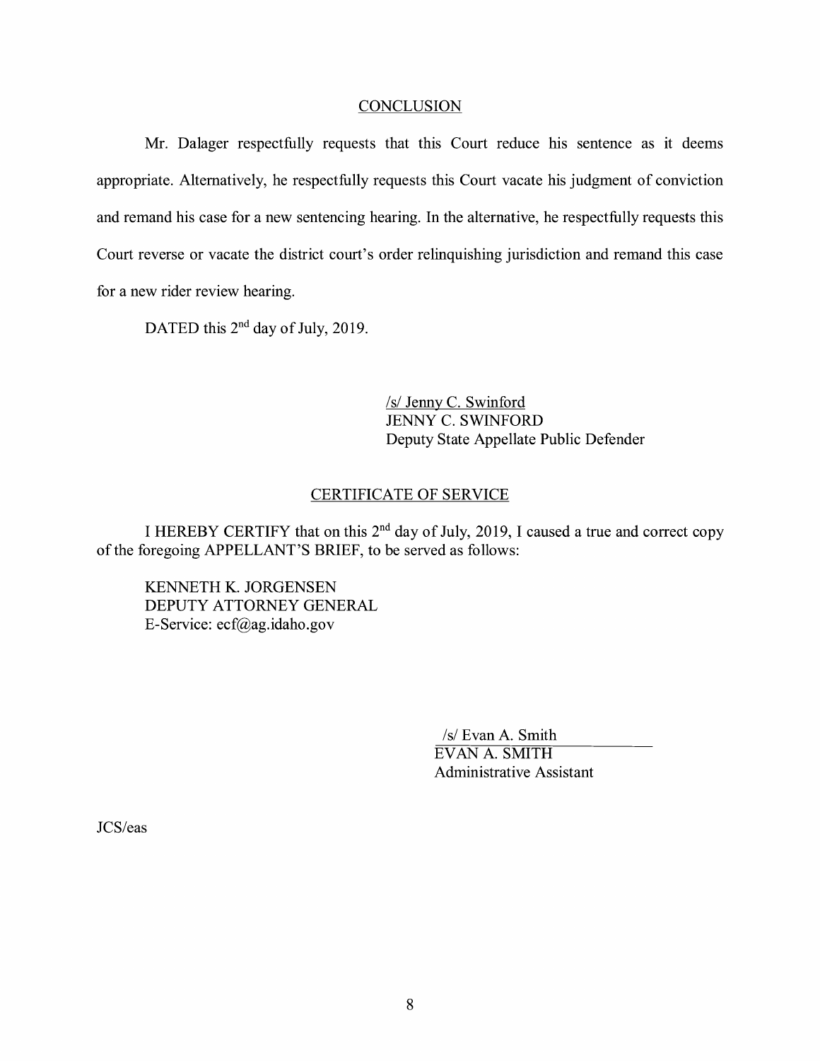## CONCLUSION

Mr. Dalager respectfully requests that this Court reduce his sentence as it deems appropriate. Alternatively, he respectfully requests this Court vacate his judgment of conviction and remand his case for a new sentencing hearing. In the alternative, he respectfully requests this Court reverse or vacate the district court's order relinquishing jurisdiction and remand this case for a new rider review hearing.

DATED this 2nd day of July, 2019.

/s/ Jenny C. Swinford
JENNY C. SWINFORD
Deputy State Appellate Public Defender

## CERTIFICATE OF SERVICE

I HEREBY CERTIFY that on this 2nd day of July, 2019, I caused a true and correct copy of the foregoing APPELLANT'S BRIEF, to be served as follows:

KENNETH K. JORGENSEN
DEPUTY ATTORNEY GENERAL
E-Service: ecf@ag.idaho.gov

/s/ Evan A. Smith
EVAN A. SMITH
Administrative Assistant

JCS/eas